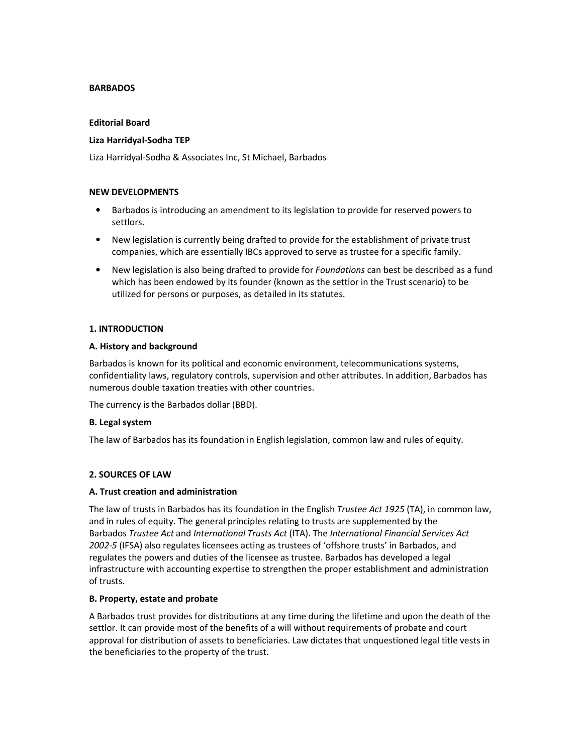# BARBADOS

**Editorial Board**

**Liza Harridyal-Sodha TEP**

Liza Harridyal-Sodha & Associates Inc, St Michael, Barbados

## NEW DEVELOPMENTS

- Barbados is introducing an amendment to its legislation to provide for reserved powers to settlors.
- New legislation is currently being drafted to provide for the establishment of private trust companies, which are essentially IBCs approved to serve as trustee for a specific family.
- New legislation is also being drafted to provide for *Foundations* can best be described as a fund which has been endowed by its founder (known as the settlor in the Trust scenario) to be utilized for persons or purposes, as detailed in its statutes.

## 1. INTRODUCTION

### A. History and background

Barbados is known for its political and economic environment, telecommunications systems, confidentiality laws, regulatory controls, supervision and other attributes. In addition, Barbados has numerous double taxation treaties with other countries.

The currency is the Barbados dollar (BBD).

### B. Legal system

The law of Barbados has its foundation in English legislation, common law and rules of equity.

## 2. SOURCES OF LAW

### A. Trust creation and administration

The law of trusts in Barbados has its foundation in the English *Trustee Act 1925* (TA), in common law, and in rules of equity. The general principles relating to trusts are supplemented by the Barbados *Trustee Act* and *International Trusts Act* (ITA). The *International Financial Services Act 2002-5* (IFSA) also regulates licensees acting as trustees of 'offshore trusts' in Barbados, and regulates the powers and duties of the licensee as trustee. Barbados has developed a legal infrastructure with accounting expertise to strengthen the proper establishment and administration of trusts.

### B. Property, estate and probate

A Barbados trust provides for distributions at any time during the lifetime and upon the death of the settlor. It can provide most of the benefits of a will without requirements of probate and court approval for distribution of assets to beneficiaries. Law dictates that unquestioned legal title vests in the beneficiaries to the property of the trust.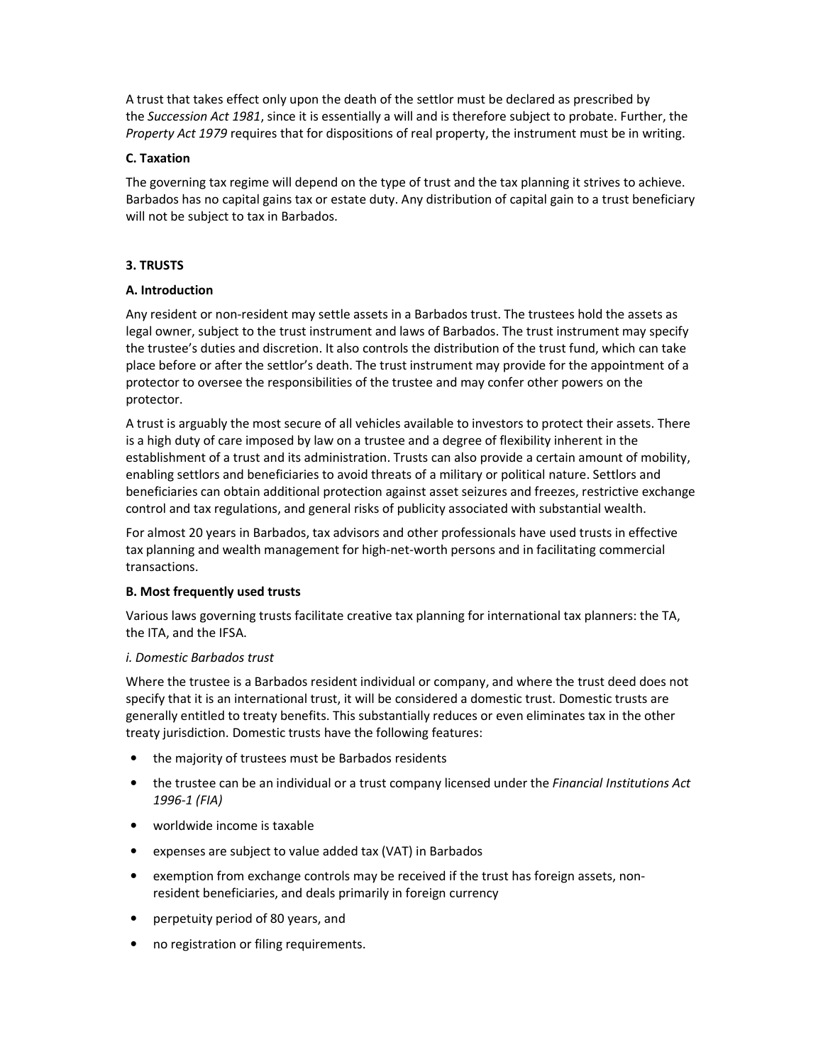A trust that takes effect only upon the death of the settlor must be declared as prescribed by the *Succession Act 1981*, since it is essentially a will and is therefore subject to probate. Further, the *Property Act 1979* requires that for dispositions of real property, the instrument must be in writing.

### C. Taxation

The governing tax regime will depend on the type of trust and the tax planning it strives to achieve. Barbados has no capital gains tax or estate duty. Any distribution of capital gain to a trust beneficiary will not be subject to tax in Barbados.

## 3. TRUSTS

### A. Introduction

Any resident or non-resident may settle assets in a Barbados trust. The trustees hold the assets as legal owner, subject to the trust instrument and laws of Barbados. The trust instrument may specify the trustee's duties and discretion. It also controls the distribution of the trust fund, which can take place before or after the settlor's death. The trust instrument may provide for the appointment of a protector to oversee the responsibilities of the trustee and may confer other powers on the protector.

A trust is arguably the most secure of all vehicles available to investors to protect their assets. There is a high duty of care imposed by law on a trustee and a degree of flexibility inherent in the establishment of a trust and its administration. Trusts can also provide a certain amount of mobility, enabling settlors and beneficiaries to avoid threats of a military or political nature. Settlors and beneficiaries can obtain additional protection against asset seizures and freezes, restrictive exchange control and tax regulations, and general risks of publicity associated with substantial wealth.

For almost 20 years in Barbados, tax advisors and other professionals have used trusts in effective tax planning and wealth management for high-net-worth persons and in facilitating commercial transactions.

### B. Most frequently used trusts

Various laws governing trusts facilitate creative tax planning for international tax planners: the TA, the ITA, and the IFSA.

#### *i. Domestic Barbados trust*

Where the trustee is a Barbados resident individual or company, and where the trust deed does not specify that it is an international trust, it will be considered a domestic trust. Domestic trusts are generally entitled to treaty benefits. This substantially reduces or even eliminates tax in the other treaty jurisdiction. Domestic trusts have the following features:

- the majority of trustees must be Barbados residents
- the trustee can be an individual or a trust company licensed under the *Financial Institutions Act 1996-1 (FIA)*
- worldwide income is taxable
- expenses are subject to value added tax (VAT) in Barbados
- exemption from exchange controls may be received if the trust has foreign assets, non-resident beneficiaries, and deals primarily in foreign currency
- perpetuity period of 80 years, and
- no registration or filing requirements.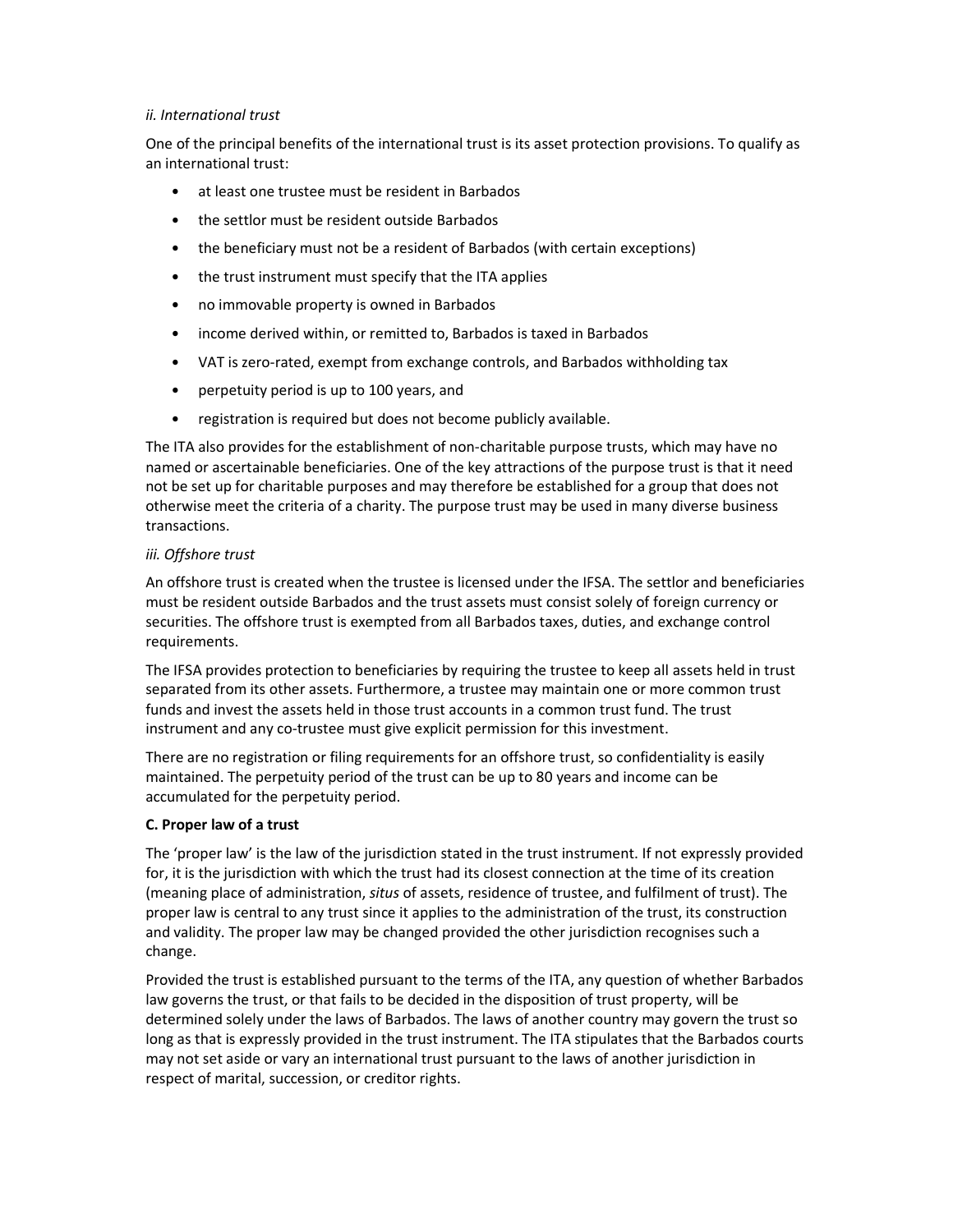*ii. International trust*

One of the principal benefits of the international trust is its asset protection provisions. To qualify as an international trust:

- at least one trustee must be resident in Barbados
- the settlor must be resident outside Barbados
- the beneficiary must not be a resident of Barbados (with certain exceptions)
- the trust instrument must specify that the ITA applies
- no immovable property is owned in Barbados
- income derived within, or remitted to, Barbados is taxed in Barbados
- VAT is zero-rated, exempt from exchange controls, and Barbados withholding tax
- perpetuity period is up to 100 years, and
- registration is required but does not become publicly available.

The ITA also provides for the establishment of non-charitable purpose trusts, which may have no named or ascertainable beneficiaries. One of the key attractions of the purpose trust is that it need not be set up for charitable purposes and may therefore be established for a group that does not otherwise meet the criteria of a charity. The purpose trust may be used in many diverse business transactions.

*iii. Offshore trust*

An offshore trust is created when the trustee is licensed under the IFSA. The settlor and beneficiaries must be resident outside Barbados and the trust assets must consist solely of foreign currency or securities. The offshore trust is exempted from all Barbados taxes, duties, and exchange control requirements.

The IFSA provides protection to beneficiaries by requiring the trustee to keep all assets held in trust separated from its other assets. Furthermore, a trustee may maintain one or more common trust funds and invest the assets held in those trust accounts in a common trust fund. The trust instrument and any co-trustee must give explicit permission for this investment.

There are no registration or filing requirements for an offshore trust, so confidentiality is easily maintained. The perpetuity period of the trust can be up to 80 years and income can be accumulated for the perpetuity period.

**C. Proper law of a trust**

The 'proper law' is the law of the jurisdiction stated in the trust instrument. If not expressly provided for, it is the jurisdiction with which the trust had its closest connection at the time of its creation (meaning place of administration, *situs* of assets, residence of trustee, and fulfilment of trust). The proper law is central to any trust since it applies to the administration of the trust, its construction and validity. The proper law may be changed provided the other jurisdiction recognises such a change.

Provided the trust is established pursuant to the terms of the ITA, any question of whether Barbados law governs the trust, or that fails to be decided in the disposition of trust property, will be determined solely under the laws of Barbados. The laws of another country may govern the trust so long as that is expressly provided in the trust instrument. The ITA stipulates that the Barbados courts may not set aside or vary an international trust pursuant to the laws of another jurisdiction in respect of marital, succession, or creditor rights.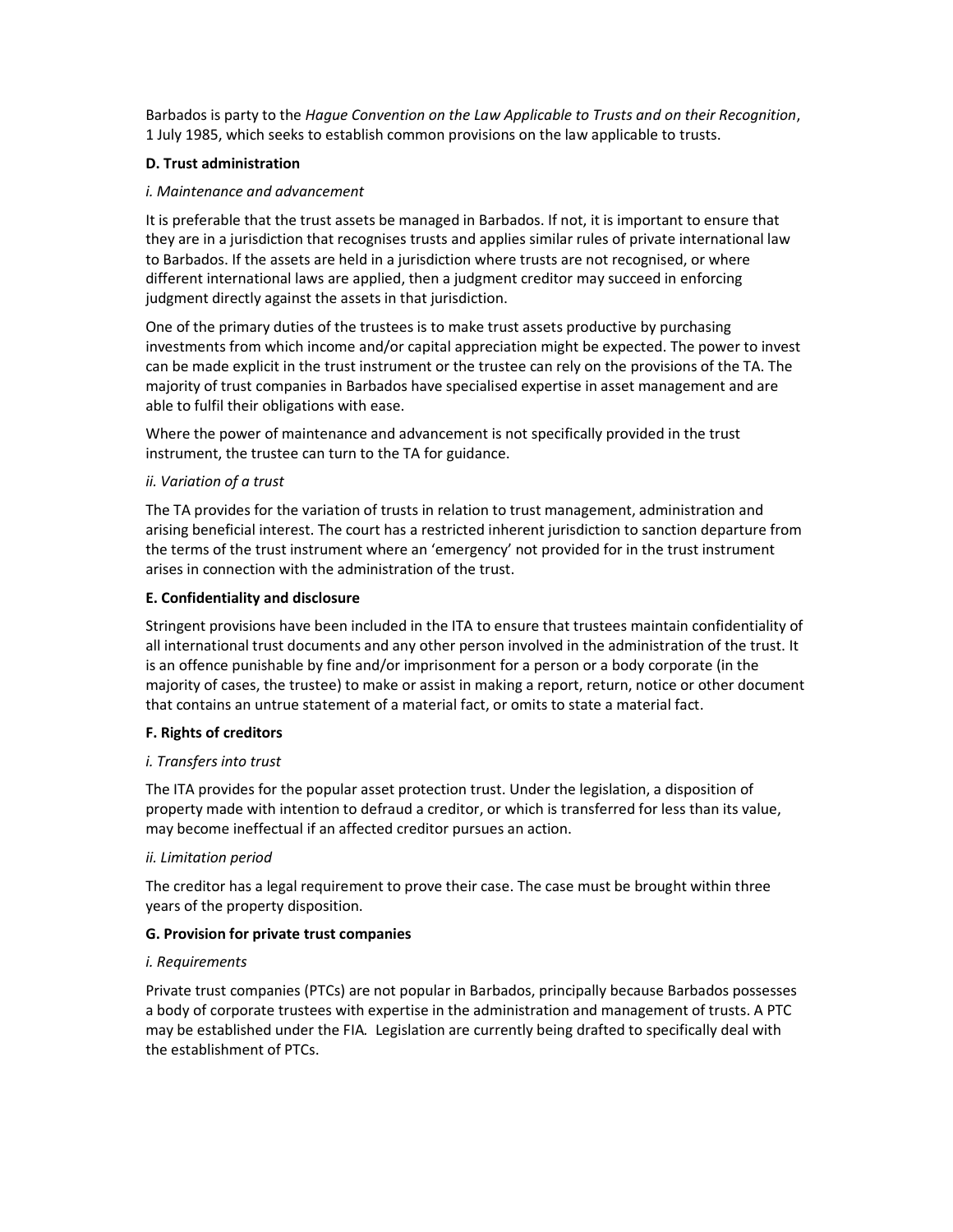Barbados is party to the *Hague Convention on the Law Applicable to Trusts and on their Recognition*, 1 July 1985, which seeks to establish common provisions on the law applicable to trusts.

**D. Trust administration**

*i. Maintenance and advancement*

It is preferable that the trust assets be managed in Barbados. If not, it is important to ensure that they are in a jurisdiction that recognises trusts and applies similar rules of private international law to Barbados. If the assets are held in a jurisdiction where trusts are not recognised, or where different international laws are applied, then a judgment creditor may succeed in enforcing judgment directly against the assets in that jurisdiction.

One of the primary duties of the trustees is to make trust assets productive by purchasing investments from which income and/or capital appreciation might be expected. The power to invest can be made explicit in the trust instrument or the trustee can rely on the provisions of the TA. The majority of trust companies in Barbados have specialised expertise in asset management and are able to fulfil their obligations with ease.

Where the power of maintenance and advancement is not specifically provided in the trust instrument, the trustee can turn to the TA for guidance.

*ii. Variation of a trust*

The TA provides for the variation of trusts in relation to trust management, administration and arising beneficial interest. The court has a restricted inherent jurisdiction to sanction departure from the terms of the trust instrument where an 'emergency' not provided for in the trust instrument arises in connection with the administration of the trust.

**E. Confidentiality and disclosure**

Stringent provisions have been included in the ITA to ensure that trustees maintain confidentiality of all international trust documents and any other person involved in the administration of the trust. It is an offence punishable by fine and/or imprisonment for a person or a body corporate (in the majority of cases, the trustee) to make or assist in making a report, return, notice or other document that contains an untrue statement of a material fact, or omits to state a material fact.

**F. Rights of creditors**

*i. Transfers into trust*

The ITA provides for the popular asset protection trust. Under the legislation, a disposition of property made with intention to defraud a creditor, or which is transferred for less than its value, may become ineffectual if an affected creditor pursues an action.

*ii. Limitation period*

The creditor has a legal requirement to prove their case. The case must be brought within three years of the property disposition.

**G. Provision for private trust companies**

*i. Requirements*

Private trust companies (PTCs) are not popular in Barbados, principally because Barbados possesses a body of corporate trustees with expertise in the administration and management of trusts. A PTC may be established under the FIA. Legislation are currently being drafted to specifically deal with the establishment of PTCs.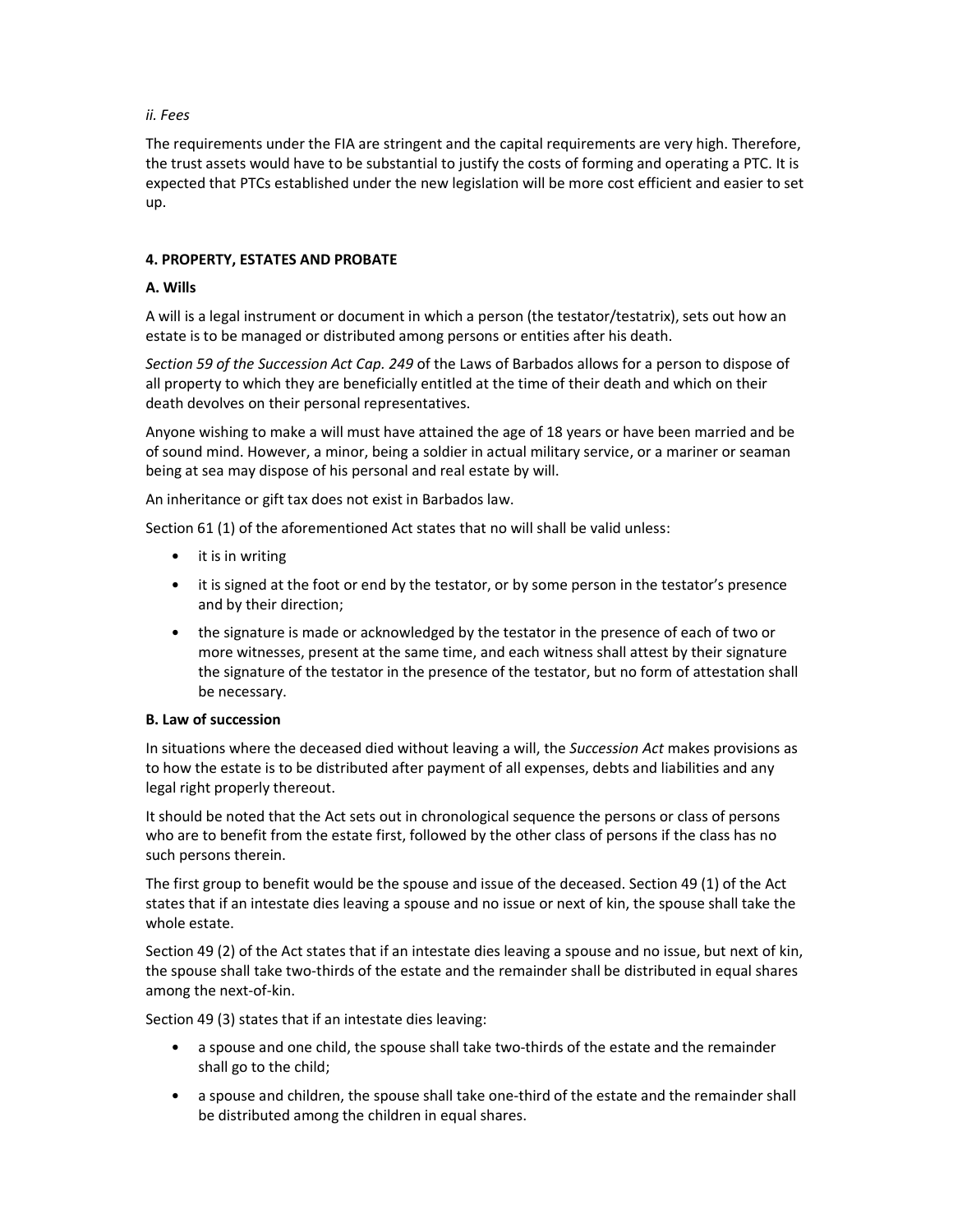*ii. Fees*

The requirements under the FIA are stringent and the capital requirements are very high. Therefore, the trust assets would have to be substantial to justify the costs of forming and operating a PTC. It is expected that PTCs established under the new legislation will be more cost efficient and easier to set up.

## 4. PROPERTY, ESTATES AND PROBATE

### A. Wills

A will is a legal instrument or document in which a person (the testator/testatrix), sets out how an estate is to be managed or distributed among persons or entities after his death.

*Section 59 of the Succession Act Cap. 249* of the Laws of Barbados allows for a person to dispose of all property to which they are beneficially entitled at the time of their death and which on their death devolves on their personal representatives.

Anyone wishing to make a will must have attained the age of 18 years or have been married and be of sound mind. However, a minor, being a soldier in actual military service, or a mariner or seaman being at sea may dispose of his personal and real estate by will.

An inheritance or gift tax does not exist in Barbados law.

Section 61 (1) of the aforementioned Act states that no will shall be valid unless:

- it is in writing
- it is signed at the foot or end by the testator, or by some person in the testator's presence and by their direction;
- the signature is made or acknowledged by the testator in the presence of each of two or more witnesses, present at the same time, and each witness shall attest by their signature the signature of the testator in the presence of the testator, but no form of attestation shall be necessary.

### B. Law of succession

In situations where the deceased died without leaving a will, the *Succession Act* makes provisions as to how the estate is to be distributed after payment of all expenses, debts and liabilities and any legal right properly thereout.

It should be noted that the Act sets out in chronological sequence the persons or class of persons who are to benefit from the estate first, followed by the other class of persons if the class has no such persons therein.

The first group to benefit would be the spouse and issue of the deceased. Section 49 (1) of the Act states that if an intestate dies leaving a spouse and no issue or next of kin, the spouse shall take the whole estate.

Section 49 (2) of the Act states that if an intestate dies leaving a spouse and no issue, but next of kin, the spouse shall take two-thirds of the estate and the remainder shall be distributed in equal shares among the next-of-kin.

Section 49 (3) states that if an intestate dies leaving:

- a spouse and one child, the spouse shall take two-thirds of the estate and the remainder shall go to the child;
- a spouse and children, the spouse shall take one-third of the estate and the remainder shall be distributed among the children in equal shares.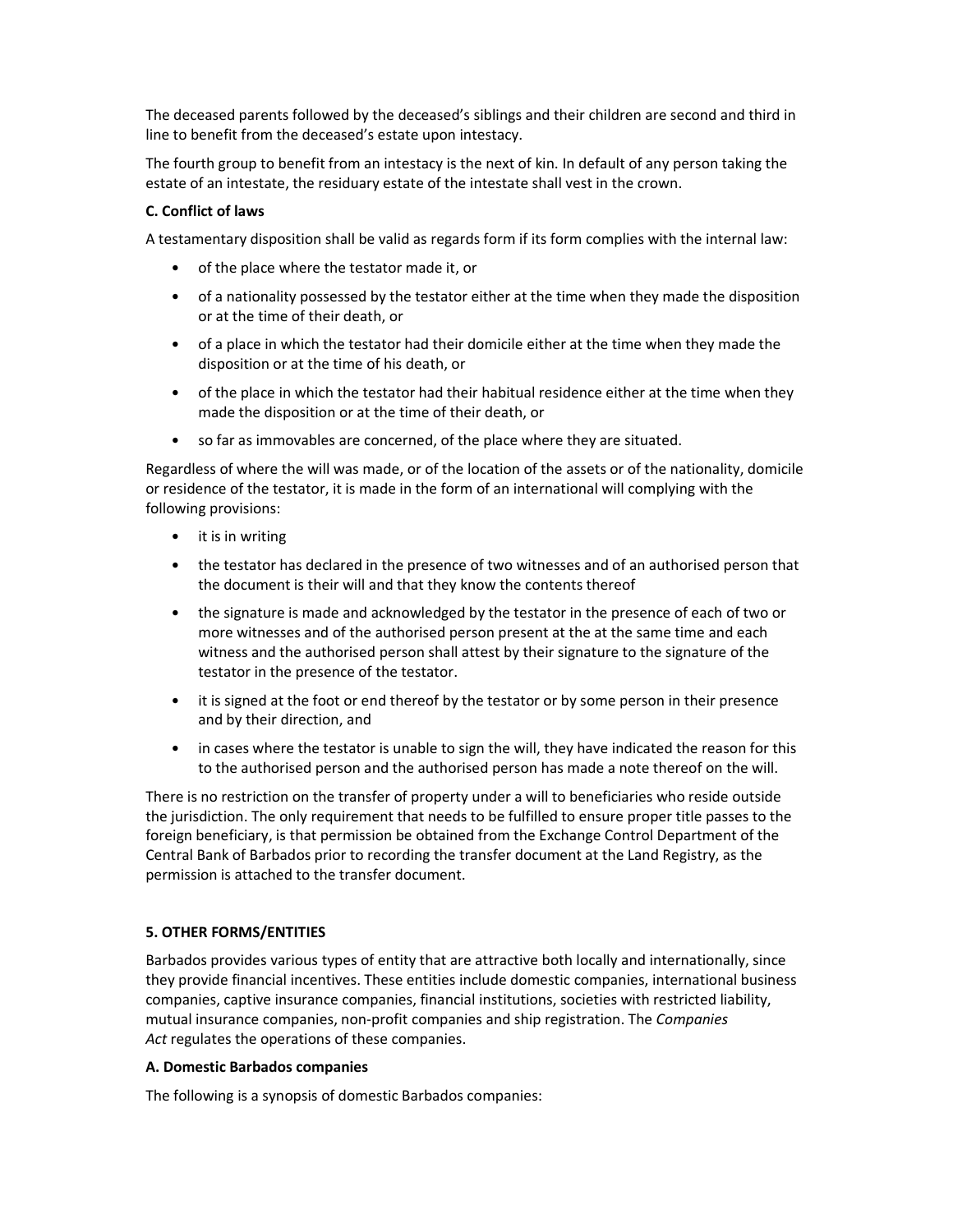The deceased parents followed by the deceased's siblings and their children are second and third in line to benefit from the deceased's estate upon intestacy.

The fourth group to benefit from an intestacy is the next of kin. In default of any person taking the estate of an intestate, the residuary estate of the intestate shall vest in the crown.

**C. Conflict of laws**

A testamentary disposition shall be valid as regards form if its form complies with the internal law:

- of the place where the testator made it, or
- of a nationality possessed by the testator either at the time when they made the disposition or at the time of their death, or
- of a place in which the testator had their domicile either at the time when they made the disposition or at the time of his death, or
- of the place in which the testator had their habitual residence either at the time when they made the disposition or at the time of their death, or
- so far as immovables are concerned, of the place where they are situated.

Regardless of where the will was made, or of the location of the assets or of the nationality, domicile or residence of the testator, it is made in the form of an international will complying with the following provisions:

- it is in writing
- the testator has declared in the presence of two witnesses and of an authorised person that the document is their will and that they know the contents thereof
- the signature is made and acknowledged by the testator in the presence of each of two or more witnesses and of the authorised person present at the at the same time and each witness and the authorised person shall attest by their signature to the signature of the testator in the presence of the testator.
- it is signed at the foot or end thereof by the testator or by some person in their presence and by their direction, and
- in cases where the testator is unable to sign the will, they have indicated the reason for this to the authorised person and the authorised person has made a note thereof on the will.

There is no restriction on the transfer of property under a will to beneficiaries who reside outside the jurisdiction. The only requirement that needs to be fulfilled to ensure proper title passes to the foreign beneficiary, is that permission be obtained from the Exchange Control Department of the Central Bank of Barbados prior to recording the transfer document at the Land Registry, as the permission is attached to the transfer document.

**5. OTHER FORMS/ENTITIES**

Barbados provides various types of entity that are attractive both locally and internationally, since they provide financial incentives. These entities include domestic companies, international business companies, captive insurance companies, financial institutions, societies with restricted liability, mutual insurance companies, non-profit companies and ship registration. The *Companies Act* regulates the operations of these companies.

**A. Domestic Barbados companies**

The following is a synopsis of domestic Barbados companies: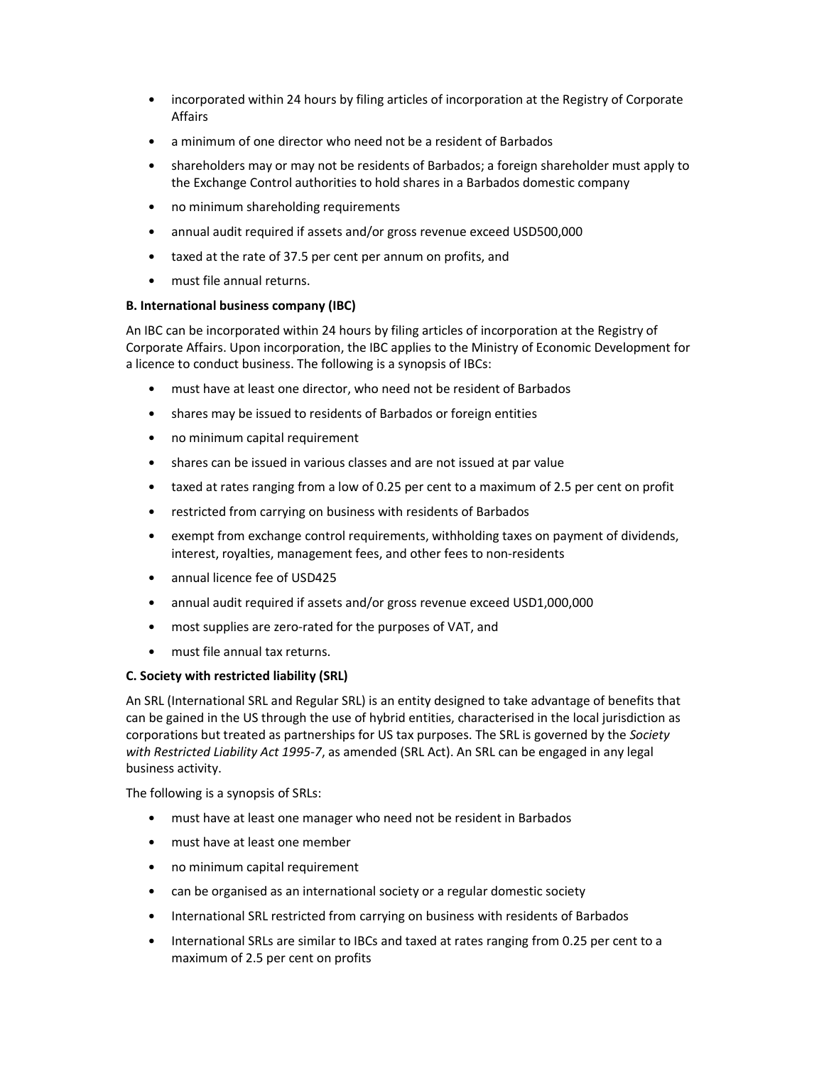- incorporated within 24 hours by filing articles of incorporation at the Registry of Corporate Affairs
- a minimum of one director who need not be a resident of Barbados
- shareholders may or may not be residents of Barbados; a foreign shareholder must apply to the Exchange Control authorities to hold shares in a Barbados domestic company
- no minimum shareholding requirements
- annual audit required if assets and/or gross revenue exceed USD500,000
- taxed at the rate of 37.5 per cent per annum on profits, and
- must file annual returns.

**B. International business company (IBC)**

An IBC can be incorporated within 24 hours by filing articles of incorporation at the Registry of Corporate Affairs. Upon incorporation, the IBC applies to the Ministry of Economic Development for a licence to conduct business. The following is a synopsis of IBCs:

- must have at least one director, who need not be resident of Barbados
- shares may be issued to residents of Barbados or foreign entities
- no minimum capital requirement
- shares can be issued in various classes and are not issued at par value
- taxed at rates ranging from a low of 0.25 per cent to a maximum of 2.5 per cent on profit
- restricted from carrying on business with residents of Barbados
- exempt from exchange control requirements, withholding taxes on payment of dividends, interest, royalties, management fees, and other fees to non-residents
- annual licence fee of USD425
- annual audit required if assets and/or gross revenue exceed USD1,000,000
- most supplies are zero-rated for the purposes of VAT, and
- must file annual tax returns.

**C. Society with restricted liability (SRL)**

An SRL (International SRL and Regular SRL) is an entity designed to take advantage of benefits that can be gained in the US through the use of hybrid entities, characterised in the local jurisdiction as corporations but treated as partnerships for US tax purposes. The SRL is governed by the *Society with Restricted Liability Act 1995-7*, as amended (SRL Act). An SRL can be engaged in any legal business activity.

The following is a synopsis of SRLs:

- must have at least one manager who need not be resident in Barbados
- must have at least one member
- no minimum capital requirement
- can be organised as an international society or a regular domestic society
- International SRL restricted from carrying on business with residents of Barbados
- International SRLs are similar to IBCs and taxed at rates ranging from 0.25 per cent to a maximum of 2.5 per cent on profits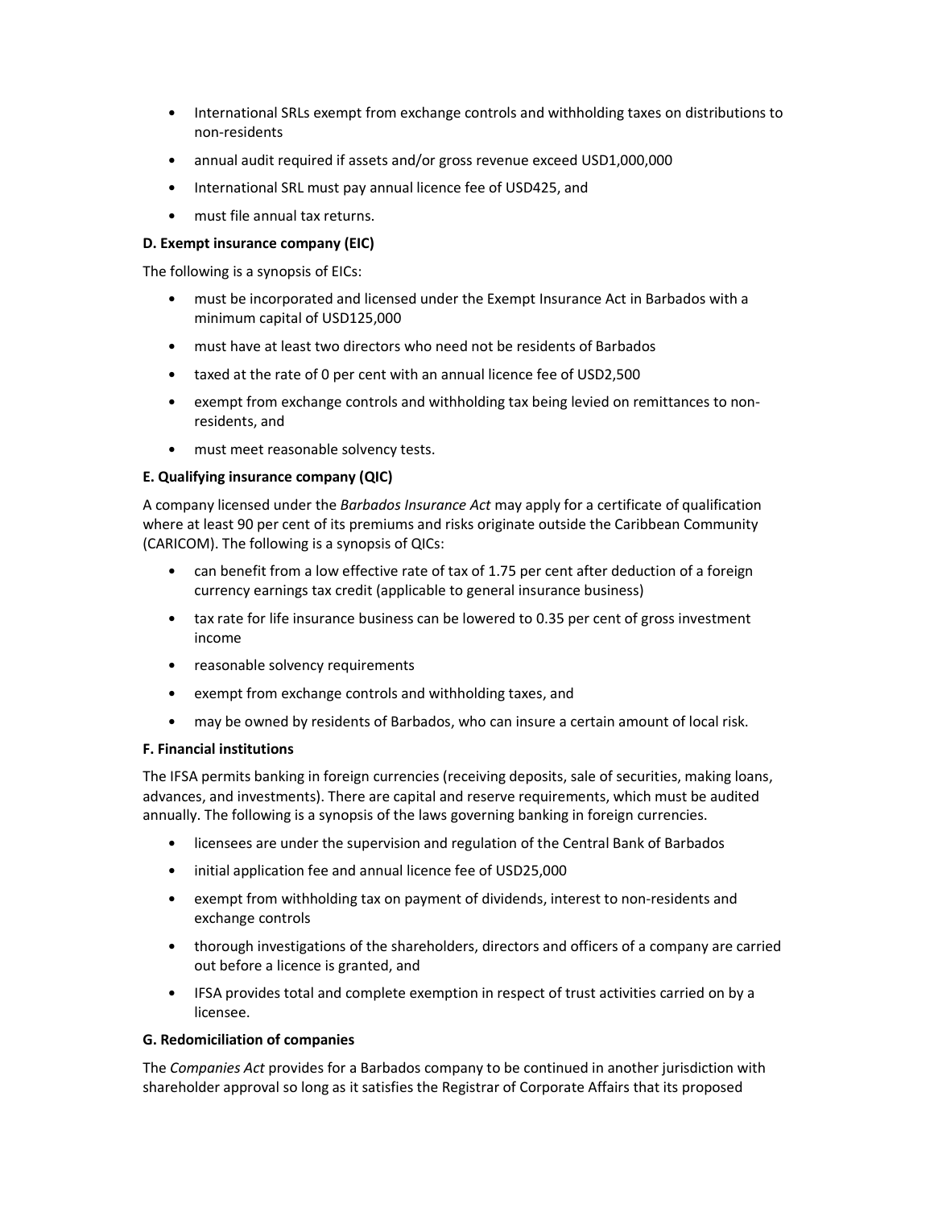- International SRLs exempt from exchange controls and withholding taxes on distributions to non-residents
- annual audit required if assets and/or gross revenue exceed USD1,000,000
- International SRL must pay annual licence fee of USD425, and
- must file annual tax returns.

**D. Exempt insurance company (EIC)**

The following is a synopsis of EICs:

- must be incorporated and licensed under the Exempt Insurance Act in Barbados with a minimum capital of USD125,000
- must have at least two directors who need not be residents of Barbados
- taxed at the rate of 0 per cent with an annual licence fee of USD2,500
- exempt from exchange controls and withholding tax being levied on remittances to non-residents, and
- must meet reasonable solvency tests.

**E. Qualifying insurance company (QIC)**

A company licensed under the *Barbados Insurance Act* may apply for a certificate of qualification where at least 90 per cent of its premiums and risks originate outside the Caribbean Community (CARICOM). The following is a synopsis of QICs:

- can benefit from a low effective rate of tax of 1.75 per cent after deduction of a foreign currency earnings tax credit (applicable to general insurance business)
- tax rate for life insurance business can be lowered to 0.35 per cent of gross investment income
- reasonable solvency requirements
- exempt from exchange controls and withholding taxes, and
- may be owned by residents of Barbados, who can insure a certain amount of local risk.

**F. Financial institutions**

The IFSA permits banking in foreign currencies (receiving deposits, sale of securities, making loans, advances, and investments). There are capital and reserve requirements, which must be audited annually. The following is a synopsis of the laws governing banking in foreign currencies.

- licensees are under the supervision and regulation of the Central Bank of Barbados
- initial application fee and annual licence fee of USD25,000
- exempt from withholding tax on payment of dividends, interest to non-residents and exchange controls
- thorough investigations of the shareholders, directors and officers of a company are carried out before a licence is granted, and
- IFSA provides total and complete exemption in respect of trust activities carried on by a licensee.

**G. Redomiciliation of companies**

The *Companies Act* provides for a Barbados company to be continued in another jurisdiction with shareholder approval so long as it satisfies the Registrar of Corporate Affairs that its proposed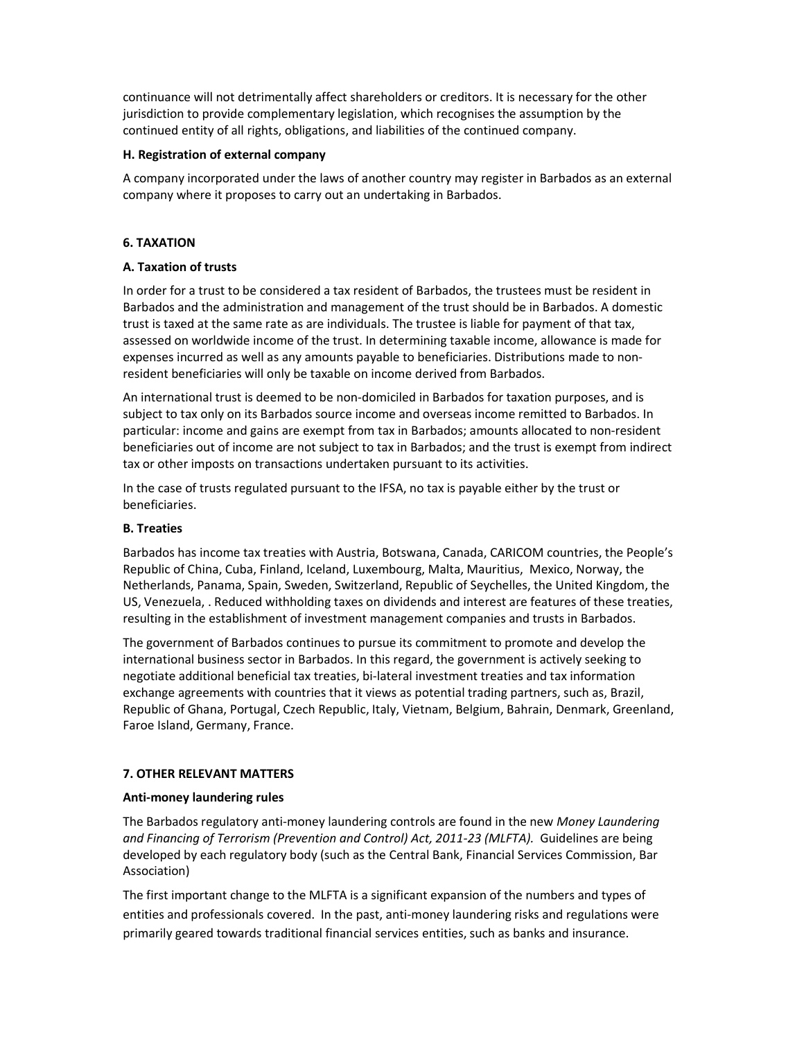continuance will not detrimentally affect shareholders or creditors. It is necessary for the other jurisdiction to provide complementary legislation, which recognises the assumption by the continued entity of all rights, obligations, and liabilities of the continued company.

**H. Registration of external company**

A company incorporated under the laws of another country may register in Barbados as an external company where it proposes to carry out an undertaking in Barbados.

## 6. TAXATION

**A. Taxation of trusts**

In order for a trust to be considered a tax resident of Barbados, the trustees must be resident in Barbados and the administration and management of the trust should be in Barbados. A domestic trust is taxed at the same rate as are individuals. The trustee is liable for payment of that tax, assessed on worldwide income of the trust. In determining taxable income, allowance is made for expenses incurred as well as any amounts payable to beneficiaries. Distributions made to non-resident beneficiaries will only be taxable on income derived from Barbados.

An international trust is deemed to be non-domiciled in Barbados for taxation purposes, and is subject to tax only on its Barbados source income and overseas income remitted to Barbados. In particular: income and gains are exempt from tax in Barbados; amounts allocated to non-resident beneficiaries out of income are not subject to tax in Barbados; and the trust is exempt from indirect tax or other imposts on transactions undertaken pursuant to its activities.

In the case of trusts regulated pursuant to the IFSA, no tax is payable either by the trust or beneficiaries.

**B. Treaties**

Barbados has income tax treaties with Austria, Botswana, Canada, CARICOM countries, the People's Republic of China, Cuba, Finland, Iceland, Luxembourg, Malta, Mauritius, Mexico, Norway, the Netherlands, Panama, Spain, Sweden, Switzerland, Republic of Seychelles, the United Kingdom, the US, Venezuela, . Reduced withholding taxes on dividends and interest are features of these treaties, resulting in the establishment of investment management companies and trusts in Barbados.

The government of Barbados continues to pursue its commitment to promote and develop the international business sector in Barbados. In this regard, the government is actively seeking to negotiate additional beneficial tax treaties, bi-lateral investment treaties and tax information exchange agreements with countries that it views as potential trading partners, such as, Brazil, Republic of Ghana, Portugal, Czech Republic, Italy, Vietnam, Belgium, Bahrain, Denmark, Greenland, Faroe Island, Germany, France.

## 7. OTHER RELEVANT MATTERS

**Anti-money laundering rules**

The Barbados regulatory anti-money laundering controls are found in the new *Money Laundering and Financing of Terrorism (Prevention and Control) Act, 2011-23 (MLFTA).* Guidelines are being developed by each regulatory body (such as the Central Bank, Financial Services Commission, Bar Association)

The first important change to the MLFTA is a significant expansion of the numbers and types of entities and professionals covered. In the past, anti-money laundering risks and regulations were primarily geared towards traditional financial services entities, such as banks and insurance.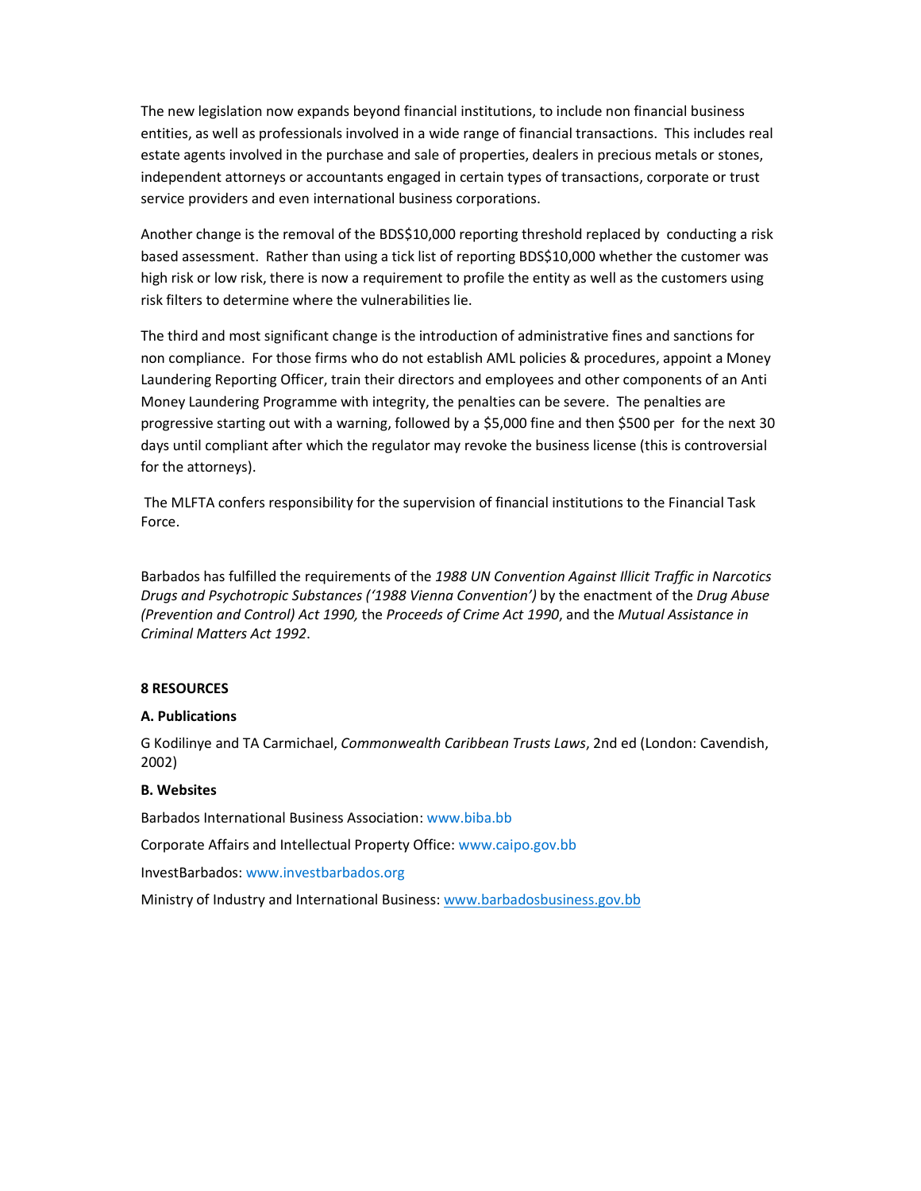The new legislation now expands beyond financial institutions, to include non financial business entities, as well as professionals involved in a wide range of financial transactions. This includes real estate agents involved in the purchase and sale of properties, dealers in precious metals or stones, independent attorneys or accountants engaged in certain types of transactions, corporate or trust service providers and even international business corporations.

Another change is the removal of the BDS$10,000 reporting threshold replaced by conducting a risk based assessment. Rather than using a tick list of reporting BDS$10,000 whether the customer was high risk or low risk, there is now a requirement to profile the entity as well as the customers using risk filters to determine where the vulnerabilities lie.

The third and most significant change is the introduction of administrative fines and sanctions for non compliance. For those firms who do not establish AML policies & procedures, appoint a Money Laundering Reporting Officer, train their directors and employees and other components of an Anti Money Laundering Programme with integrity, the penalties can be severe. The penalties are progressive starting out with a warning, followed by a $5,000 fine and then $500 per for the next 30 days until compliant after which the regulator may revoke the business license (this is controversial for the attorneys).

The MLFTA confers responsibility for the supervision of financial institutions to the Financial Task Force.

Barbados has fulfilled the requirements of the *1988 UN Convention Against Illicit Traffic in Narcotics Drugs and Psychotropic Substances ('1988 Vienna Convention')* by the enactment of the *Drug Abuse (Prevention and Control) Act 1990,* the *Proceeds of Crime Act 1990*, and the *Mutual Assistance in Criminal Matters Act 1992*.

## 8 RESOURCES

### A. Publications

G Kodilinye and TA Carmichael, *Commonwealth Caribbean Trusts Laws*, 2nd ed (London: Cavendish, 2002)

### B. Websites

Barbados International Business Association: www.biba.bb

Corporate Affairs and Intellectual Property Office: www.caipo.gov.bb

InvestBarbados: www.investbarbados.org

Ministry of Industry and International Business: www.barbadosbusiness.gov.bb